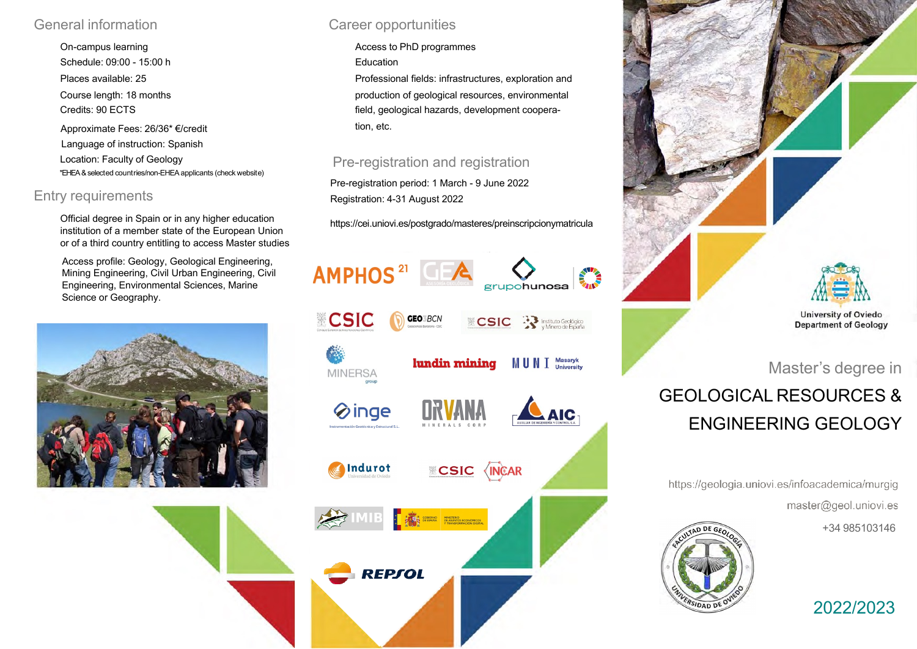## General information

On-campus learning

Schedule: 09:00 - 15:00 h

Places available: 25

Course length: 18 months

Credits: 90 ECTS

Approximate Fees: 26/36* €/credit

Language of instruction: Spanish

Location: Faculty of Geology

*EHEA & selected countries/non-EHEA applicants (check website)

## Entry requirements

Official degree in Spain or in any higher education institution of a member state of the European Union or of a third country entitling to access Master studies

Access profile: Geology, Geological Engineering, Mining Engineering, Civil Urban Engineering, Civil Engineering, Environmental Sciences, Marine Science or Geography.

## Career opportunities

Access to PhD programmes

Education

Professional fields: infrastructures, exploration and production of geological resources, environmental field, geological hazards, development cooperation, etc.

## Pre-registration and registration

Pre-registration period: 1 March - 9 June 2022

Registration: 4-31 August 2022

https://cei.uniovi.es/postgrado/masteres/preinscripcionymatricula

AMPHOS 21 · GEA · grupohunosa · CSIC · GEO3BCN · CSIC Instituto Geológico y Minero de España · MINERSA group · lundin mining · MUNI Masaryk University · inge · ORVANA MINERALS CORP · AIC · Indurot · CSIC INCAR · IMIB · Gobierno de España Ministerio de Asuntos Económicos y Transformación Digital · REPSOL

University of Oviedo
Department of Geology

Master's degree in

# GEOLOGICAL RESOURCES & ENGINEERING GEOLOGY

https://geologia.uniovi.es/infoacademica/murgig

master@geol.uniovi.es

+34 985103146

Facultad de Geología · Universidad de Oviedo

2022/2023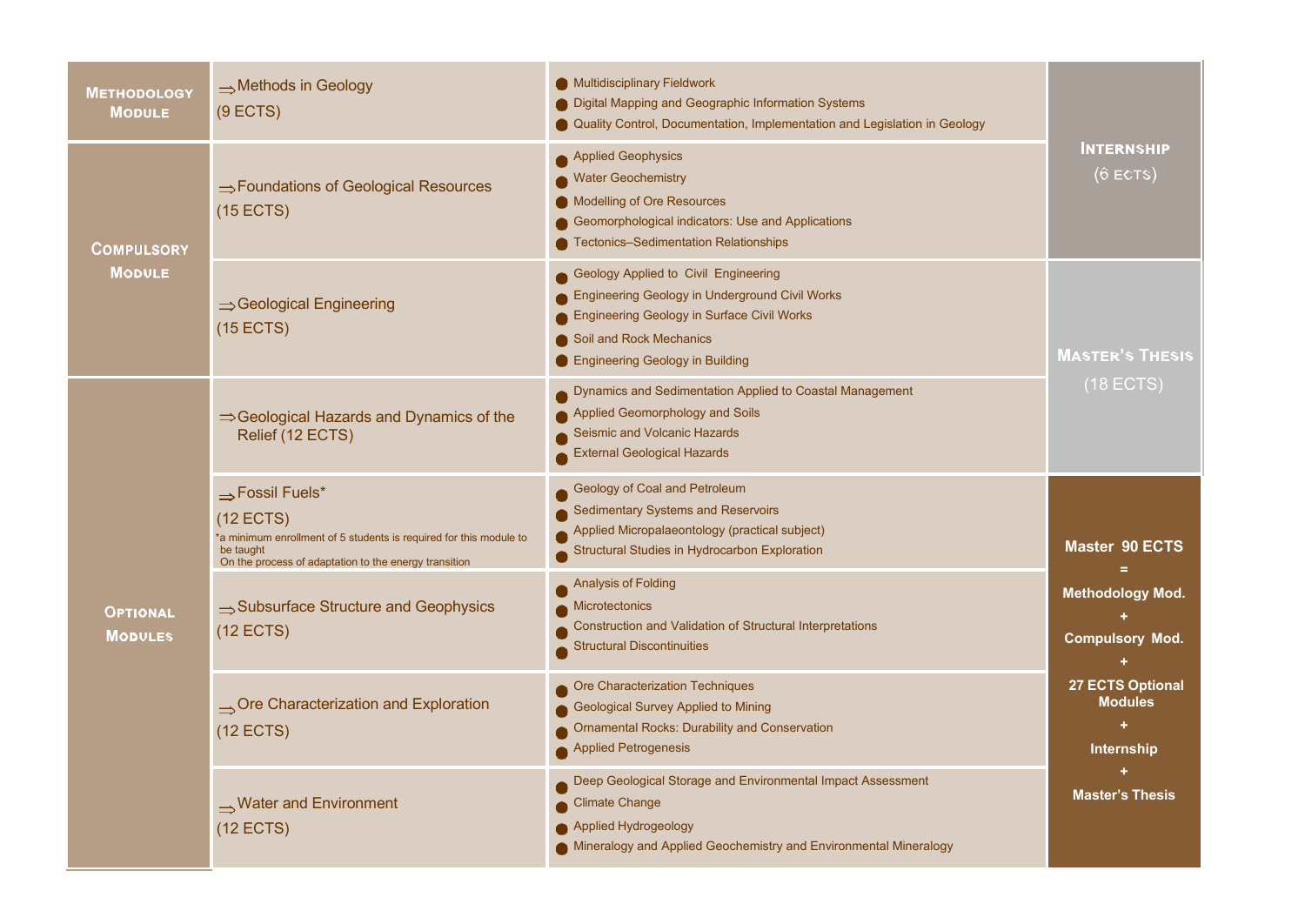| | | | |
|---|---|---|---|
| **Methodology Module** | ⇒Methods in Geology (9 ECTS) | Multidisciplinary Fieldwork<br>Digital Mapping and Geographic Information Systems<br>Quality Control, Documentation, Implementation and Legislation in Geology | **Internship** (6 ECTS) |
| **Compulsory Module** | ⇒Foundations of Geological Resources (15 ECTS) | Applied Geophysics<br>Water Geochemistry<br>Modelling of Ore Resources<br>Geomorphological indicators: Use and Applications<br>Tectonics–Sedimentation Relationships | |
| | ⇒Geological Engineering (15 ECTS) | Geology Applied to Civil Engineering<br>Engineering Geology in Underground Civil Works<br>Engineering Geology in Surface Civil Works<br>Soil and Rock Mechanics<br>Engineering Geology in Building | **Master's Thesis** (18 ECTS) |
| **Optional Modules** | ⇒Geological Hazards and Dynamics of the Relief (12 ECTS) | Dynamics and Sedimentation Applied to Coastal Management<br>Applied Geomorphology and Soils<br>Seismic and Volcanic Hazards<br>External Geological Hazards | |
| | ⇒Fossil Fuels* (12 ECTS)<br>*a minimum enrollment of 5 students is required for this module to be taught<br>On the process of adaptation to the energy transition | Geology of Coal and Petroleum<br>Sedimentary Systems and Reservoirs<br>Applied Micropalaeontology (practical subject)<br>Structural Studies in Hydrocarbon Exploration | **Master 90 ECTS = Methodology Mod. + Compulsory Mod. + 27 ECTS Optional Modules + Internship + Master's Thesis** |
| | ⇒Subsurface Structure and Geophysics (12 ECTS) | Analysis of Folding<br>Microtectonics<br>Construction and Validation of Structural Interpretations<br>Structural Discontinuities | |
| | ⇒Ore Characterization and Exploration (12 ECTS) | Ore Characterization Techniques<br>Geological Survey Applied to Mining<br>Ornamental Rocks: Durability and Conservation<br>Applied Petrogenesis | |
| | ⇒Water and Environment (12 ECTS) | Deep Geological Storage and Environmental Impact Assessment<br>Climate Change<br>Applied Hydrogeology<br>Mineralogy and Applied Geochemistry and Environmental Mineralogy | |